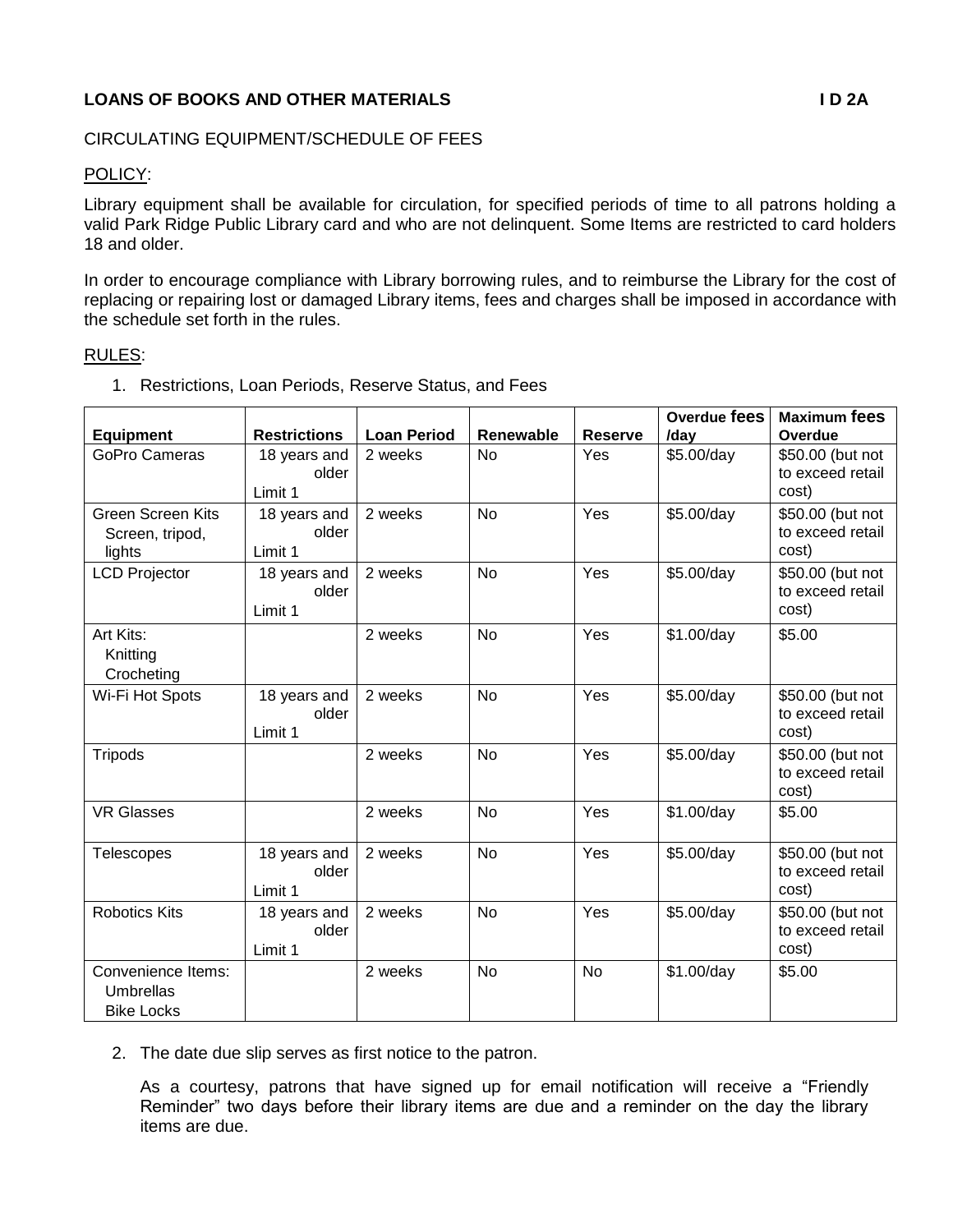## LOANS OF BOOKS AND OTHER MATERIALS I D 2A

CIRCULATING EQUIPMENT/SCHEDULE OF FEES

POLICY:

Library equipment shall be available for circulation, for specified periods of time to all patrons holding a valid Park Ridge Public Library card and who are not delinquent. Some Items are restricted to card holders 18 and older.

In order to encourage compliance with Library borrowing rules, and to reimburse the Library for the cost of replacing or repairing lost or damaged Library items, fees and charges shall be imposed in accordance with the schedule set forth in the rules.

RULES:

1. Restrictions, Loan Periods, Reserve Status, and Fees

| Equipment | Restrictions | Loan Period | Renewable | Reserve | Overdue fees /day | Maximum fees Overdue |
|---|---|---|---|---|---|---|
| GoPro Cameras | 18 years and older Limit 1 | 2 weeks | No | Yes | $5.00/day | $50.00 (but not to exceed retail cost) |
| Green Screen Kits Screen, tripod, lights | 18 years and older Limit 1 | 2 weeks | No | Yes | $5.00/day | $50.00 (but not to exceed retail cost) |
| LCD Projector | 18 years and older Limit 1 | 2 weeks | No | Yes | $5.00/day | $50.00 (but not to exceed retail cost) |
| Art Kits: Knitting Crocheting | | 2 weeks | No | Yes | $1.00/day | $5.00 |
| Wi-Fi Hot Spots | 18 years and older Limit 1 | 2 weeks | No | Yes | $5.00/day | $50.00 (but not to exceed retail cost) |
| Tripods | | 2 weeks | No | Yes | $5.00/day | $50.00 (but not to exceed retail cost) |
| VR Glasses | | 2 weeks | No | Yes | $1.00/day | $5.00 |
| Telescopes | 18 years and older Limit 1 | 2 weeks | No | Yes | $5.00/day | $50.00 (but not to exceed retail cost) |
| Robotics Kits | 18 years and older Limit 1 | 2 weeks | No | Yes | $5.00/day | $50.00 (but not to exceed retail cost) |
| Convenience Items: Umbrellas Bike Locks | | 2 weeks | No | No | $1.00/day | $5.00 |

2. The date due slip serves as first notice to the patron.

   As a courtesy, patrons that have signed up for email notification will receive a "Friendly Reminder" two days before their library items are due and a reminder on the day the library items are due.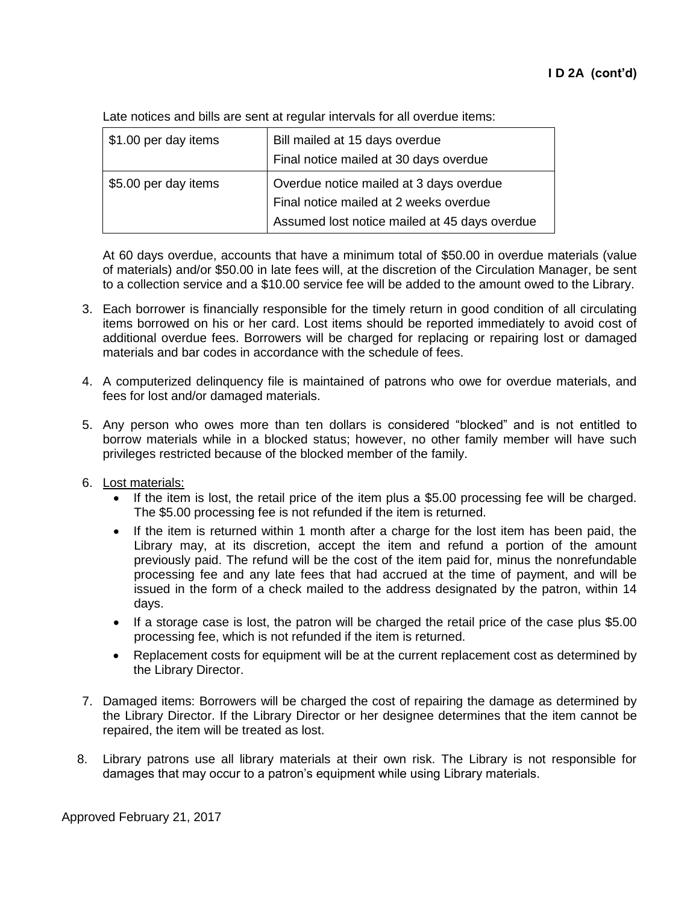**I D 2A (cont'd)**

Late notices and bills are sent at regular intervals for all overdue items:

| | |
|---|---|
| $1.00 per day items | Bill mailed at 15 days overdue<br>Final notice mailed at 30 days overdue |
| $5.00 per day items | Overdue notice mailed at 3 days overdue<br>Final notice mailed at 2 weeks overdue<br>Assumed lost notice mailed at 45 days overdue |

At 60 days overdue, accounts that have a minimum total of $50.00 in overdue materials (value of materials) and/or $50.00 in late fees will, at the discretion of the Circulation Manager, be sent to a collection service and a $10.00 service fee will be added to the amount owed to the Library.

3. Each borrower is financially responsible for the timely return in good condition of all circulating items borrowed on his or her card. Lost items should be reported immediately to avoid cost of additional overdue fees. Borrowers will be charged for replacing or repairing lost or damaged materials and bar codes in accordance with the schedule of fees.

4. A computerized delinquency file is maintained of patrons who owe for overdue materials, and fees for lost and/or damaged materials.

5. Any person who owes more than ten dollars is considered "blocked" and is not entitled to borrow materials while in a blocked status; however, no other family member will have such privileges restricted because of the blocked member of the family.

6. Lost materials:
   - If the item is lost, the retail price of the item plus a $5.00 processing fee will be charged. The $5.00 processing fee is not refunded if the item is returned.
   - If the item is returned within 1 month after a charge for the lost item has been paid, the Library may, at its discretion, accept the item and refund a portion of the amount previously paid. The refund will be the cost of the item paid for, minus the nonrefundable processing fee and any late fees that had accrued at the time of payment, and will be issued in the form of a check mailed to the address designated by the patron, within 14 days.
   - If a storage case is lost, the patron will be charged the retail price of the case plus $5.00 processing fee, which is not refunded if the item is returned.
   - Replacement costs for equipment will be at the current replacement cost as determined by the Library Director.

7. Damaged items: Borrowers will be charged the cost of repairing the damage as determined by the Library Director. If the Library Director or her designee determines that the item cannot be repaired, the item will be treated as lost.

8. Library patrons use all library materials at their own risk. The Library is not responsible for damages that may occur to a patron's equipment while using Library materials.

Approved February 21, 2017